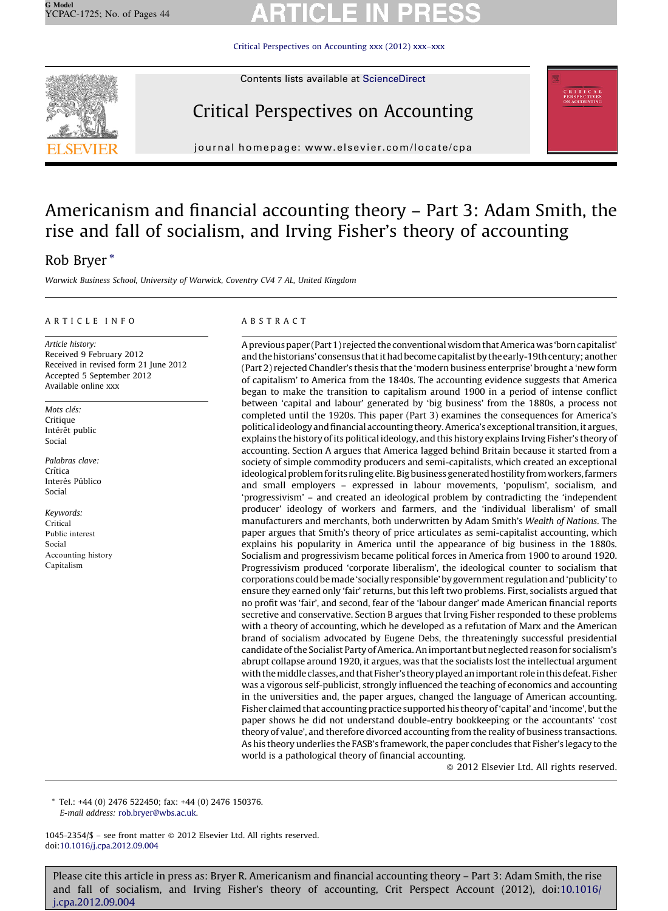# Americanism and financial accounting theory – Part 3: Adam Smith, the rise and fall of socialism, and Irving Fisher's theory of accounting

Rob Bryer *

*Warwick Business School, University of Warwick, Coventry CV4 7 AL, United Kingdom*

## ARTICLE INFO

*Article history:*
Received 9 February 2012
Received in revised form 21 June 2012
Accepted 5 September 2012
Available online xxx

*Mots clés:*
Critique
Intérêt public
Social

*Palabras clave:*
Crítica
Interés Público
Social

*Keywords:*
Critical
Public interest
Social
Accounting history
Capitalism

## ABSTRACT

A previous paper (Part 1) rejected the conventional wisdom that America was 'born capitalist' and the historians' consensus that it had become capitalist by the early-19th century; another (Part 2) rejected Chandler's thesis that the 'modern business enterprise' brought a 'new form of capitalism' to America from the 1840s. The accounting evidence suggests that America began to make the transition to capitalism around 1900 in a period of intense conflict between 'capital and labour' generated by 'big business' from the 1880s, a process not completed until the 1920s. This paper (Part 3) examines the consequences for America's political ideology and financial accounting theory. America's exceptional transition, it argues, explains the history of its political ideology, and this history explains Irving Fisher's theory of accounting. Section A argues that America lagged behind Britain because it started from a society of simple commodity producers and semi-capitalists, which created an exceptional ideological problem for its ruling elite. Big business generated hostility from workers, farmers and small employers – expressed in labour movements, 'populism', socialism, and 'progressivism' – and created an ideological problem by contradicting the 'independent producer' ideology of workers and farmers, and the 'individual liberalism' of small manufacturers and merchants, both underwritten by Adam Smith's *Wealth of Nations*. The paper argues that Smith's theory of price articulates as semi-capitalist accounting, which explains his popularity in America until the appearance of big business in the 1880s. Socialism and progressivism became political forces in America from 1900 to around 1920. Progressivism produced 'corporate liberalism', the ideological counter to socialism that corporations could be made 'socially responsible' by government regulation and 'publicity' to ensure they earned only 'fair' returns, but this left two problems. First, socialists argued that no profit was 'fair', and second, fear of the 'labour danger' made American financial reports secretive and conservative. Section B argues that Irving Fisher responded to these problems with a theory of accounting, which he developed as a refutation of Marx and the American brand of socialism advocated by Eugene Debs, the threateningly successful presidential candidate of the Socialist Party of America. An important but neglected reason for socialism's abrupt collapse around 1920, it argues, was that the socialists lost the intellectual argument with the middle classes, and that Fisher's theory played an important role in this defeat. Fisher was a vigorous self-publicist, strongly influenced the teaching of economics and accounting in the universities and, the paper argues, changed the language of American accounting. Fisher claimed that accounting practice supported his theory of 'capital' and 'income', but the paper shows he did not understand double-entry bookkeeping or the accountants' 'cost theory of value', and therefore divorced accounting from the reality of business transactions. As his theory underlies the FASB's framework, the paper concludes that Fisher's legacy to the world is a pathological theory of financial accounting.

© 2012 Elsevier Ltd. All rights reserved.

---

* Tel.: +44 (0) 2476 522450; fax: +44 (0) 2476 150376.
*E-mail address:* rob.bryer@wbs.ac.uk.

1045-2354/$ – see front matter © 2012 Elsevier Ltd. All rights reserved.
doi:10.1016/j.cpa.2012.09.004

Please cite this article in press as: Bryer R. Americanism and financial accounting theory – Part 3: Adam Smith, the rise and fall of socialism, and Irving Fisher's theory of accounting, Crit Perspect Account (2012), doi:10.1016/j.cpa.2012.09.004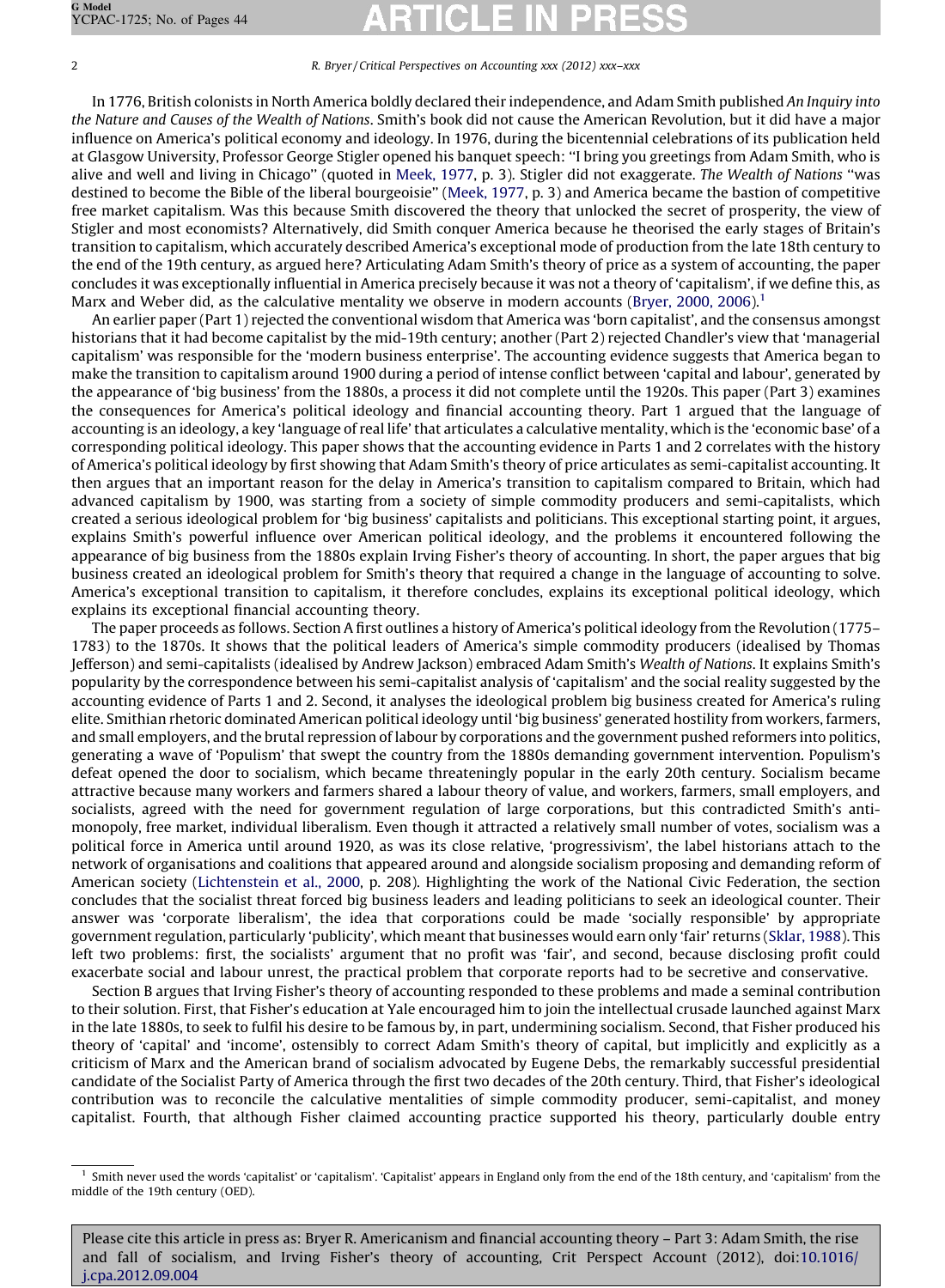In 1776, British colonists in North America boldly declared their independence, and Adam Smith published *An Inquiry into the Nature and Causes of the Wealth of Nations*. Smith's book did not cause the American Revolution, but it did have a major influence on America's political economy and ideology. In 1976, during the bicentennial celebrations of its publication held at Glasgow University, Professor George Stigler opened his banquet speech: "I bring you greetings from Adam Smith, who is alive and well and living in Chicago" (quoted in Meek, 1977, p. 3). Stigler did not exaggerate. *The Wealth of Nations* "was destined to become the Bible of the liberal bourgeoisie" (Meek, 1977, p. 3) and America became the bastion of competitive free market capitalism. Was this because Smith discovered the theory that unlocked the secret of prosperity, the view of Stigler and most economists? Alternatively, did Smith conquer America because he theorised the early stages of Britain's transition to capitalism, which accurately described America's exceptional mode of production from the late 18th century to the end of the 19th century, as argued here? Articulating Adam Smith's theory of price as a system of accounting, the paper concludes it was exceptionally influential in America precisely because it was not a theory of 'capitalism', if we define this, as Marx and Weber did, as the calculative mentality we observe in modern accounts (Bryer, 2000, 2006).[1]

An earlier paper (Part 1) rejected the conventional wisdom that America was 'born capitalist', and the consensus amongst historians that it had become capitalist by the mid-19th century; another (Part 2) rejected Chandler's view that 'managerial capitalism' was responsible for the 'modern business enterprise'. The accounting evidence suggests that America began to make the transition to capitalism around 1900 during a period of intense conflict between 'capital and labour', generated by the appearance of 'big business' from the 1880s, a process it did not complete until the 1920s. This paper (Part 3) examines the consequences for America's political ideology and financial accounting theory. Part 1 argued that the language of accounting is an ideology, a key 'language of real life' that articulates a calculative mentality, which is the 'economic base' of a corresponding political ideology. This paper shows that the accounting evidence in Parts 1 and 2 correlates with the history of America's political ideology by first showing that Adam Smith's theory of price articulates as semi-capitalist accounting. It then argues that an important reason for the delay in America's transition to capitalism compared to Britain, which had advanced capitalism by 1900, was starting from a society of simple commodity producers and semi-capitalists, which created a serious ideological problem for 'big business' capitalists and politicians. This exceptional starting point, it argues, explains Smith's powerful influence over American political ideology, and the problems it encountered following the appearance of big business from the 1880s explain Irving Fisher's theory of accounting. In short, the paper argues that big business created an ideological problem for Smith's theory that required a change in the language of accounting to solve. America's exceptional transition to capitalism, it therefore concludes, explains its exceptional political ideology, which explains its exceptional financial accounting theory.

The paper proceeds as follows. Section A first outlines a history of America's political ideology from the Revolution (1775–1783) to the 1870s. It shows that the political leaders of America's simple commodity producers (idealised by Thomas Jefferson) and semi-capitalists (idealised by Andrew Jackson) embraced Adam Smith's *Wealth of Nations*. It explains Smith's popularity by the correspondence between his semi-capitalist analysis of 'capitalism' and the social reality suggested by the accounting evidence of Parts 1 and 2. Second, it analyses the ideological problem big business created for America's ruling elite. Smithian rhetoric dominated American political ideology until 'big business' generated hostility from workers, farmers, and small employers, and the brutal repression of labour by corporations and the government pushed reformers into politics, generating a wave of 'Populism' that swept the country from the 1880s demanding government intervention. Populism's defeat opened the door to socialism, which became threateningly popular in the early 20th century. Socialism became attractive because many workers and farmers shared a labour theory of value, and workers, farmers, small employers, and socialists, agreed with the need for government regulation of large corporations, but this contradicted Smith's anti-monopoly, free market, individual liberalism. Even though it attracted a relatively small number of votes, socialism was a political force in America until around 1920, as was its close relative, 'progressivism', the label historians attach to the network of organisations and coalitions that appeared around and alongside socialism proposing and demanding reform of American society (Lichtenstein et al., 2000, p. 208). Highlighting the work of the National Civic Federation, the section concludes that the socialist threat forced big business leaders and leading politicians to seek an ideological counter. Their answer was 'corporate liberalism', the idea that corporations could be made 'socially responsible' by appropriate government regulation, particularly 'publicity', which meant that businesses would earn only 'fair' returns (Sklar, 1988). This left two problems: first, the socialists' argument that no profit was 'fair', and second, because disclosing profit could exacerbate social and labour unrest, the practical problem that corporate reports had to be secretive and conservative.

Section B argues that Irving Fisher's theory of accounting responded to these problems and made a seminal contribution to their solution. First, that Fisher's education at Yale encouraged him to join the intellectual crusade launched against Marx in the late 1880s, to seek to fulfil his desire to be famous by, in part, undermining socialism. Second, that Fisher produced his theory of 'capital' and 'income', ostensibly to correct Adam Smith's theory of capital, but implicitly and explicitly as a criticism of Marx and the American brand of socialism advocated by Eugene Debs, the remarkably successful presidential candidate of the Socialist Party of America through the first two decades of the 20th century. Third, that Fisher's ideological contribution was to reconcile the calculative mentalities of simple commodity producer, semi-capitalist, and money capitalist. Fourth, that although Fisher claimed accounting practice supported his theory, particularly double entry

[1] Smith never used the words 'capitalist' or 'capitalism'. 'Capitalist' appears in England only from the end of the 18th century, and 'capitalism' from the middle of the 19th century (OED).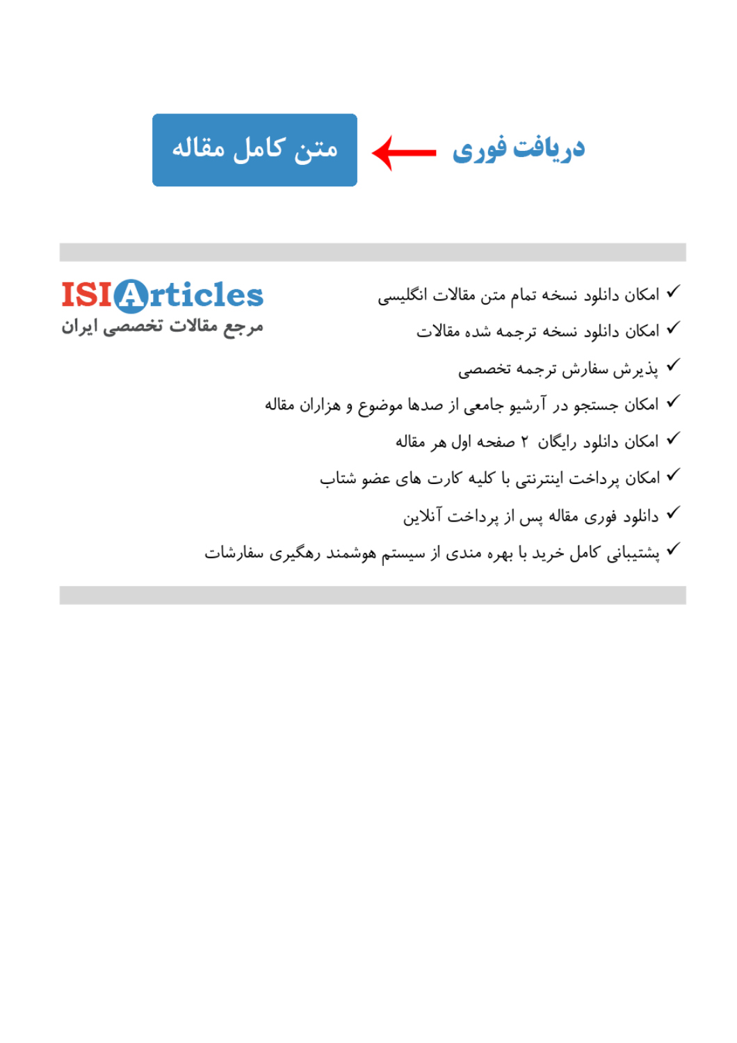دریافت فوری ← **متن کامل مقاله**

**ISIArticles**
مرجع مقالات تخصصی ایران

- ✓ امکان دانلود نسخه تمام متن مقالات انگلیسی
- ✓ امکان دانلود نسخه ترجمه شده مقالات
- ✓ پذیرش سفارش ترجمه تخصصی
- ✓ امکان جستجو در آرشیو جامعی از صدها موضوع و هزاران مقاله
- ✓ امکان دانلود رایگان ۲ صفحه اول هر مقاله
- ✓ امکان پرداخت اینترنتی با کلیه کارت های عضو شتاب
- ✓ دانلود فوری مقاله پس از پرداخت آنلاین
- ✓ پشتیبانی کامل خرید با بهره مندی از سیستم هوشمند رهگیری سفارشات